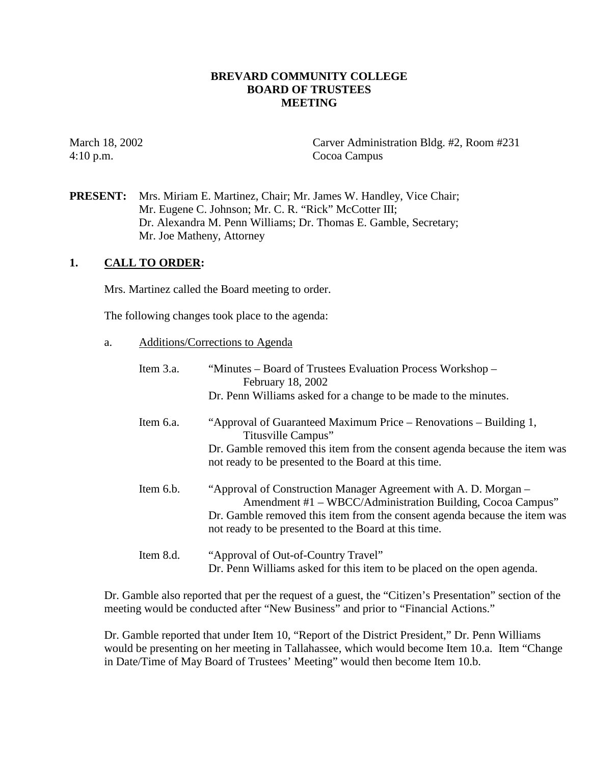**BREVARD COMMUNITY COLLEGE**
**BOARD OF TRUSTEES**
**MEETING**

March 18, 2002
4:10 p.m.

Carver Administration Bldg. #2, Room #231
Cocoa Campus

**PRESENT:** Mrs. Miriam E. Martinez, Chair; Mr. James W. Handley, Vice Chair; Mr. Eugene C. Johnson; Mr. C. R. "Rick" McCotter III; Dr. Alexandra M. Penn Williams; Dr. Thomas E. Gamble, Secretary; Mr. Joe Matheny, Attorney

## 1. CALL TO ORDER:

Mrs. Martinez called the Board meeting to order.

The following changes took place to the agenda:

a. Additions/Corrections to Agenda

Item 3.a. "Minutes – Board of Trustees Evaluation Process Workshop – February 18, 2002
Dr. Penn Williams asked for a change to be made to the minutes.

Item 6.a. "Approval of Guaranteed Maximum Price – Renovations – Building 1, Titusville Campus"
Dr. Gamble removed this item from the consent agenda because the item was not ready to be presented to the Board at this time.

Item 6.b. "Approval of Construction Manager Agreement with A. D. Morgan – Amendment #1 – WBCC/Administration Building, Cocoa Campus"
Dr. Gamble removed this item from the consent agenda because the item was not ready to be presented to the Board at this time.

Item 8.d. "Approval of Out-of-Country Travel"
Dr. Penn Williams asked for this item to be placed on the open agenda.

Dr. Gamble also reported that per the request of a guest, the "Citizen's Presentation" section of the meeting would be conducted after "New Business" and prior to "Financial Actions."

Dr. Gamble reported that under Item 10, "Report of the District President," Dr. Penn Williams would be presenting on her meeting in Tallahassee, which would become Item 10.a. Item "Change in Date/Time of May Board of Trustees' Meeting" would then become Item 10.b.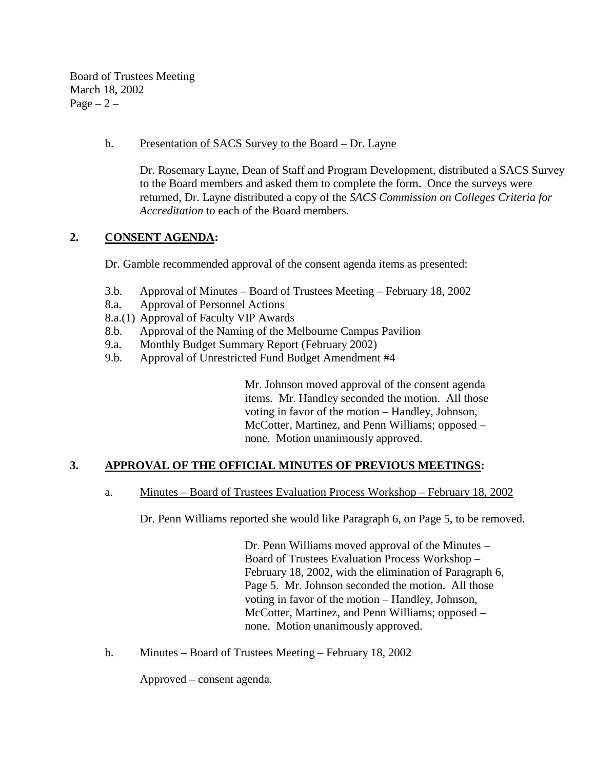b. <u>Presentation of SACS Survey to the Board – Dr. Layne</u>

Dr. Rosemary Layne, Dean of Staff and Program Development, distributed a SACS Survey to the Board members and asked them to complete the form. Once the surveys were returned, Dr. Layne distributed a copy of the *SACS Commission on Colleges Criteria for Accreditation* to each of the Board members.

## 2. <u>CONSENT AGENDA</u>:

Dr. Gamble recommended approval of the consent agenda items as presented:

- 3.b. Approval of Minutes – Board of Trustees Meeting – February 18, 2002
- 8.a. Approval of Personnel Actions
- 8.a.(1) Approval of Faculty VIP Awards
- 8.b. Approval of the Naming of the Melbourne Campus Pavilion
- 9.a. Monthly Budget Summary Report (February 2002)
- 9.b. Approval of Unrestricted Fund Budget Amendment #4

> Mr. Johnson moved approval of the consent agenda items. Mr. Handley seconded the motion. All those voting in favor of the motion – Handley, Johnson, McCotter, Martinez, and Penn Williams; opposed – none. Motion unanimously approved.

## 3. <u>APPROVAL OF THE OFFICIAL MINUTES OF PREVIOUS MEETINGS</u>:

a. <u>Minutes – Board of Trustees Evaluation Process Workshop – February 18, 2002</u>

Dr. Penn Williams reported she would like Paragraph 6, on Page 5, to be removed.

> Dr. Penn Williams moved approval of the Minutes – Board of Trustees Evaluation Process Workshop – February 18, 2002, with the elimination of Paragraph 6, Page 5. Mr. Johnson seconded the motion. All those voting in favor of the motion – Handley, Johnson, McCotter, Martinez, and Penn Williams; opposed – none. Motion unanimously approved.

b. <u>Minutes – Board of Trustees Meeting – February 18, 2002</u>

Approved – consent agenda.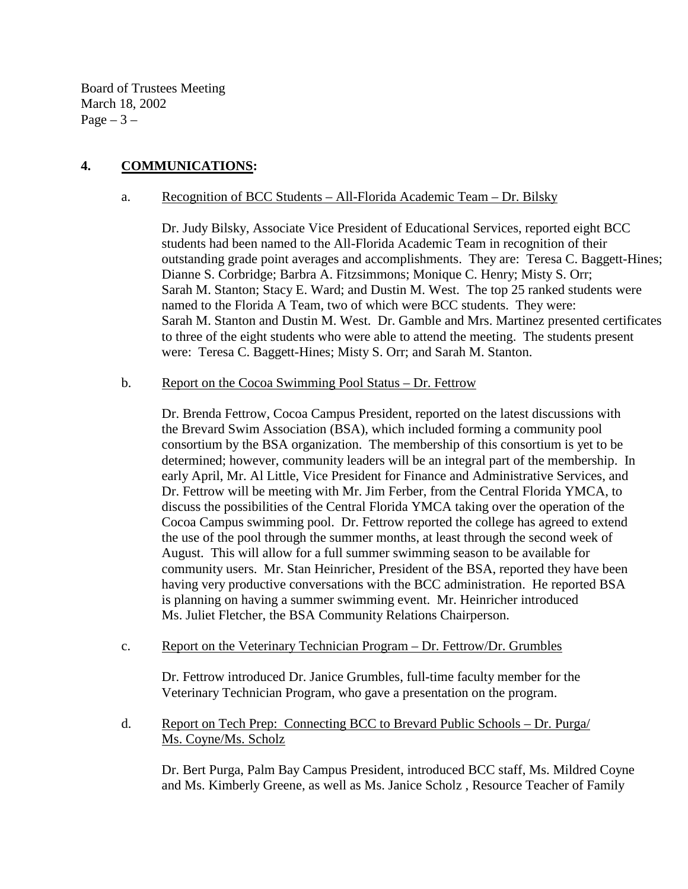## 4. **COMMUNICATIONS:**

a. Recognition of BCC Students – All-Florida Academic Team – Dr. Bilsky

Dr. Judy Bilsky, Associate Vice President of Educational Services, reported eight BCC students had been named to the All-Florida Academic Team in recognition of their outstanding grade point averages and accomplishments. They are: Teresa C. Baggett-Hines; Dianne S. Corbridge; Barbra A. Fitzsimmons; Monique C. Henry; Misty S. Orr; Sarah M. Stanton; Stacy E. Ward; and Dustin M. West. The top 25 ranked students were named to the Florida A Team, two of which were BCC students. They were: Sarah M. Stanton and Dustin M. West. Dr. Gamble and Mrs. Martinez presented certificates to three of the eight students who were able to attend the meeting. The students present were: Teresa C. Baggett-Hines; Misty S. Orr; and Sarah M. Stanton.

b. Report on the Cocoa Swimming Pool Status – Dr. Fettrow

Dr. Brenda Fettrow, Cocoa Campus President, reported on the latest discussions with the Brevard Swim Association (BSA), which included forming a community pool consortium by the BSA organization. The membership of this consortium is yet to be determined; however, community leaders will be an integral part of the membership. In early April, Mr. Al Little, Vice President for Finance and Administrative Services, and Dr. Fettrow will be meeting with Mr. Jim Ferber, from the Central Florida YMCA, to discuss the possibilities of the Central Florida YMCA taking over the operation of the Cocoa Campus swimming pool. Dr. Fettrow reported the college has agreed to extend the use of the pool through the summer months, at least through the second week of August. This will allow for a full summer swimming season to be available for community users. Mr. Stan Heinricher, President of the BSA, reported they have been having very productive conversations with the BCC administration. He reported BSA is planning on having a summer swimming event. Mr. Heinricher introduced Ms. Juliet Fletcher, the BSA Community Relations Chairperson.

c. Report on the Veterinary Technician Program – Dr. Fettrow/Dr. Grumbles

Dr. Fettrow introduced Dr. Janice Grumbles, full-time faculty member for the Veterinary Technician Program, who gave a presentation on the program.

d. Report on Tech Prep: Connecting BCC to Brevard Public Schools – Dr. Purga/ Ms. Coyne/Ms. Scholz

Dr. Bert Purga, Palm Bay Campus President, introduced BCC staff, Ms. Mildred Coyne and Ms. Kimberly Greene, as well as Ms. Janice Scholz , Resource Teacher of Family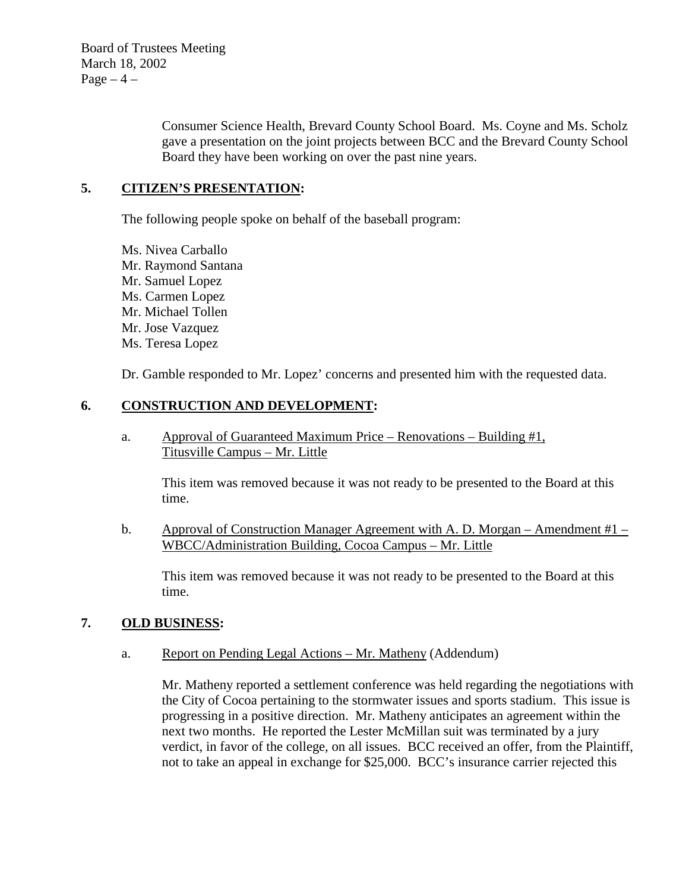Consumer Science Health, Brevard County School Board. Ms. Coyne and Ms. Scholz gave a presentation on the joint projects between BCC and the Brevard County School Board they have been working on over the past nine years.

## 5. CITIZEN'S PRESENTATION:

The following people spoke on behalf of the baseball program:

Ms. Nivea Carballo
Mr. Raymond Santana
Mr. Samuel Lopez
Ms. Carmen Lopez
Mr. Michael Tollen
Mr. Jose Vazquez
Ms. Teresa Lopez

Dr. Gamble responded to Mr. Lopez' concerns and presented him with the requested data.

## 6. CONSTRUCTION AND DEVELOPMENT:

a. Approval of Guaranteed Maximum Price – Renovations – Building #1, Titusville Campus – Mr. Little

This item was removed because it was not ready to be presented to the Board at this time.

b. Approval of Construction Manager Agreement with A. D. Morgan – Amendment #1 – WBCC/Administration Building, Cocoa Campus – Mr. Little

This item was removed because it was not ready to be presented to the Board at this time.

## 7. OLD BUSINESS:

a. Report on Pending Legal Actions – Mr. Matheny (Addendum)

Mr. Matheny reported a settlement conference was held regarding the negotiations with the City of Cocoa pertaining to the stormwater issues and sports stadium. This issue is progressing in a positive direction. Mr. Matheny anticipates an agreement within the next two months. He reported the Lester McMillan suit was terminated by a jury verdict, in favor of the college, on all issues. BCC received an offer, from the Plaintiff, not to take an appeal in exchange for $25,000. BCC's insurance carrier rejected this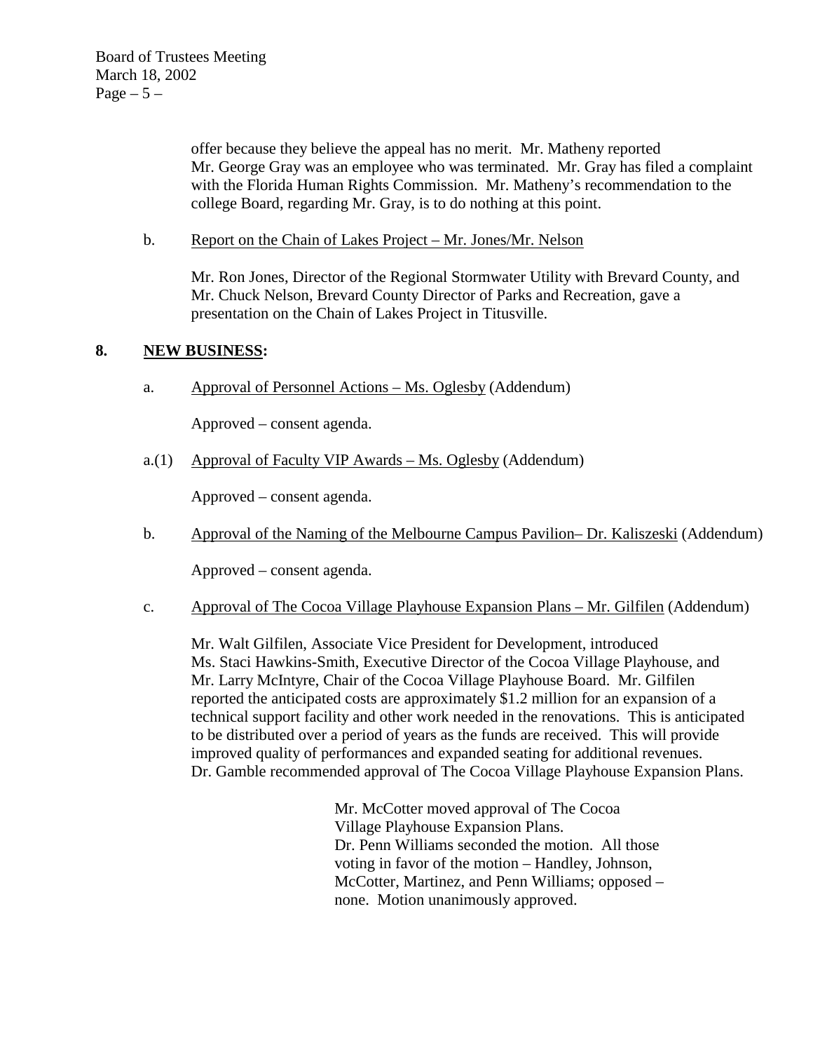offer because they believe the appeal has no merit. Mr. Matheny reported Mr. George Gray was an employee who was terminated. Mr. Gray has filed a complaint with the Florida Human Rights Commission. Mr. Matheny's recommendation to the college Board, regarding Mr. Gray, is to do nothing at this point.

b. Report on the Chain of Lakes Project – Mr. Jones/Mr. Nelson

Mr. Ron Jones, Director of the Regional Stormwater Utility with Brevard County, and Mr. Chuck Nelson, Brevard County Director of Parks and Recreation, gave a presentation on the Chain of Lakes Project in Titusville.

**8. NEW BUSINESS:**

a. Approval of Personnel Actions – Ms. Oglesby (Addendum)

Approved – consent agenda.

a.(1) Approval of Faculty VIP Awards – Ms. Oglesby (Addendum)

Approved – consent agenda.

b. Approval of the Naming of the Melbourne Campus Pavilion– Dr. Kaliszeski (Addendum)

Approved – consent agenda.

c. Approval of The Cocoa Village Playhouse Expansion Plans – Mr. Gilfilen (Addendum)

Mr. Walt Gilfilen, Associate Vice President for Development, introduced Ms. Staci Hawkins-Smith, Executive Director of the Cocoa Village Playhouse, and Mr. Larry McIntyre, Chair of the Cocoa Village Playhouse Board. Mr. Gilfilen reported the anticipated costs are approximately $1.2 million for an expansion of a technical support facility and other work needed in the renovations. This is anticipated to be distributed over a period of years as the funds are received. This will provide improved quality of performances and expanded seating for additional revenues. Dr. Gamble recommended approval of The Cocoa Village Playhouse Expansion Plans.

> Mr. McCotter moved approval of The Cocoa Village Playhouse Expansion Plans. Dr. Penn Williams seconded the motion. All those voting in favor of the motion – Handley, Johnson, McCotter, Martinez, and Penn Williams; opposed – none. Motion unanimously approved.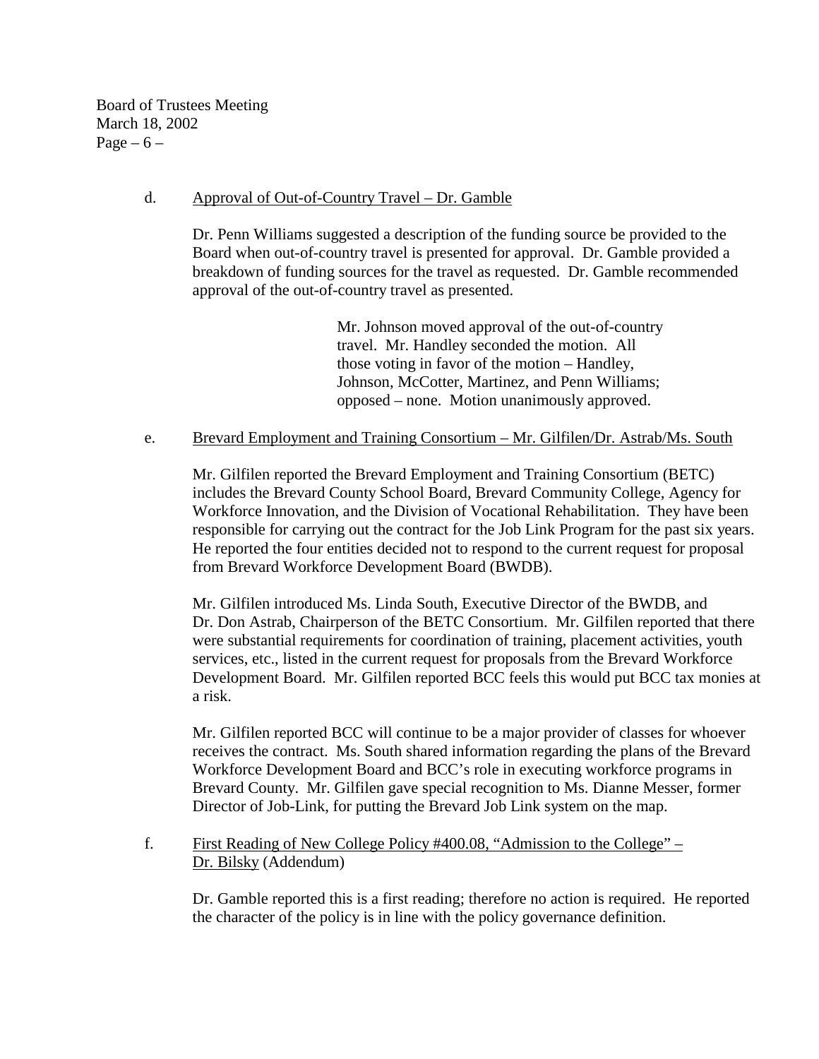d. Approval of Out-of-Country Travel – Dr. Gamble

Dr. Penn Williams suggested a description of the funding source be provided to the Board when out-of-country travel is presented for approval. Dr. Gamble provided a breakdown of funding sources for the travel as requested. Dr. Gamble recommended approval of the out-of-country travel as presented.

> Mr. Johnson moved approval of the out-of-country travel. Mr. Handley seconded the motion. All those voting in favor of the motion – Handley, Johnson, McCotter, Martinez, and Penn Williams; opposed – none. Motion unanimously approved.

e. Brevard Employment and Training Consortium – Mr. Gilfilen/Dr. Astrab/Ms. South

Mr. Gilfilen reported the Brevard Employment and Training Consortium (BETC) includes the Brevard County School Board, Brevard Community College, Agency for Workforce Innovation, and the Division of Vocational Rehabilitation. They have been responsible for carrying out the contract for the Job Link Program for the past six years. He reported the four entities decided not to respond to the current request for proposal from Brevard Workforce Development Board (BWDB).

Mr. Gilfilen introduced Ms. Linda South, Executive Director of the BWDB, and Dr. Don Astrab, Chairperson of the BETC Consortium. Mr. Gilfilen reported that there were substantial requirements for coordination of training, placement activities, youth services, etc., listed in the current request for proposals from the Brevard Workforce Development Board. Mr. Gilfilen reported BCC feels this would put BCC tax monies at a risk.

Mr. Gilfilen reported BCC will continue to be a major provider of classes for whoever receives the contract. Ms. South shared information regarding the plans of the Brevard Workforce Development Board and BCC's role in executing workforce programs in Brevard County. Mr. Gilfilen gave special recognition to Ms. Dianne Messer, former Director of Job-Link, for putting the Brevard Job Link system on the map.

f. First Reading of New College Policy #400.08, "Admission to the College" – Dr. Bilsky (Addendum)

Dr. Gamble reported this is a first reading; therefore no action is required. He reported the character of the policy is in line with the policy governance definition.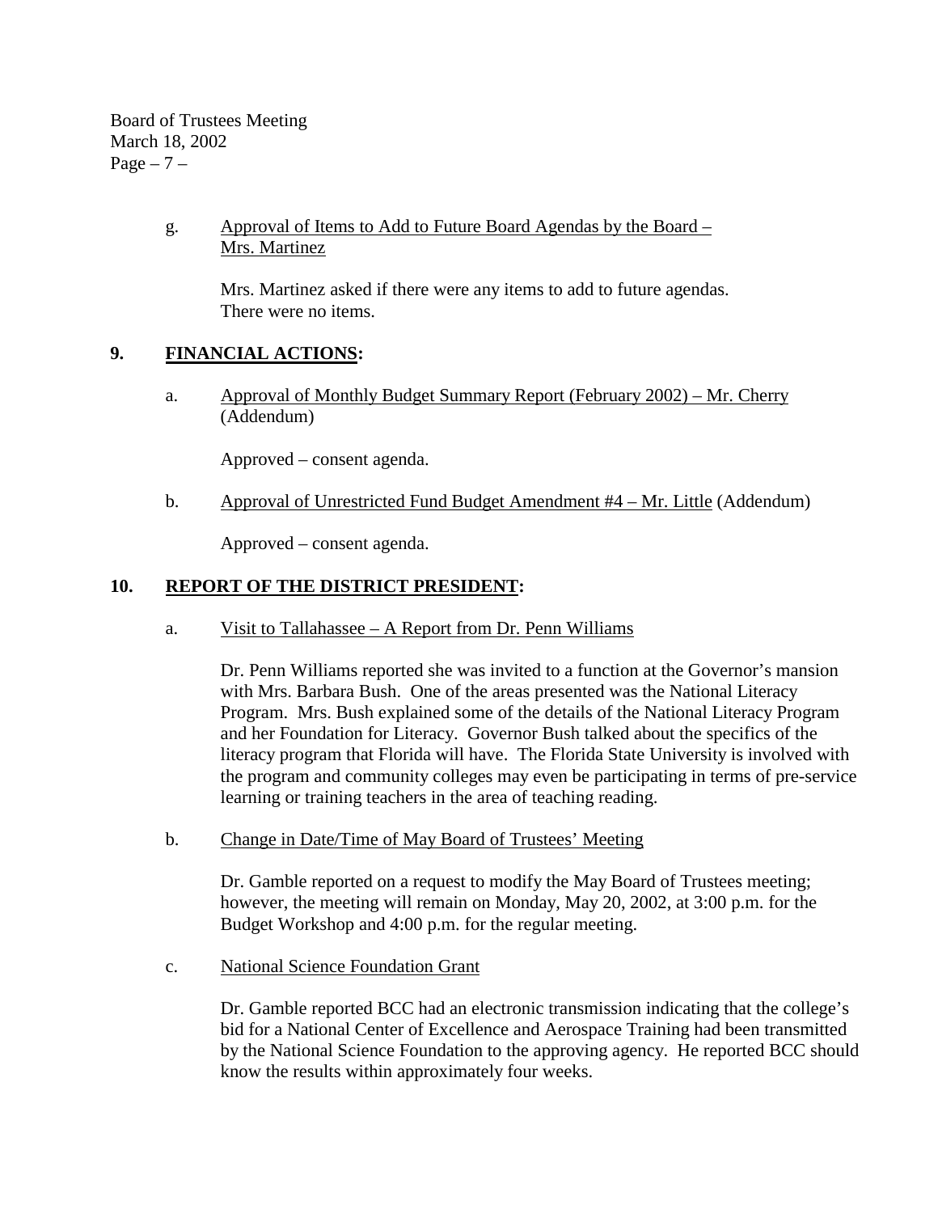g. Approval of Items to Add to Future Board Agendas by the Board – Mrs. Martinez

Mrs. Martinez asked if there were any items to add to future agendas. There were no items.

## 9. FINANCIAL ACTIONS:

a. Approval of Monthly Budget Summary Report (February 2002) – Mr. Cherry (Addendum)

Approved – consent agenda.

b. Approval of Unrestricted Fund Budget Amendment #4 – Mr. Little (Addendum)

Approved – consent agenda.

## 10. REPORT OF THE DISTRICT PRESIDENT:

a. Visit to Tallahassee – A Report from Dr. Penn Williams

Dr. Penn Williams reported she was invited to a function at the Governor's mansion with Mrs. Barbara Bush. One of the areas presented was the National Literacy Program. Mrs. Bush explained some of the details of the National Literacy Program and her Foundation for Literacy. Governor Bush talked about the specifics of the literacy program that Florida will have. The Florida State University is involved with the program and community colleges may even be participating in terms of pre-service learning or training teachers in the area of teaching reading.

b. Change in Date/Time of May Board of Trustees' Meeting

Dr. Gamble reported on a request to modify the May Board of Trustees meeting; however, the meeting will remain on Monday, May 20, 2002, at 3:00 p.m. for the Budget Workshop and 4:00 p.m. for the regular meeting.

c. National Science Foundation Grant

Dr. Gamble reported BCC had an electronic transmission indicating that the college's bid for a National Center of Excellence and Aerospace Training had been transmitted by the National Science Foundation to the approving agency. He reported BCC should know the results within approximately four weeks.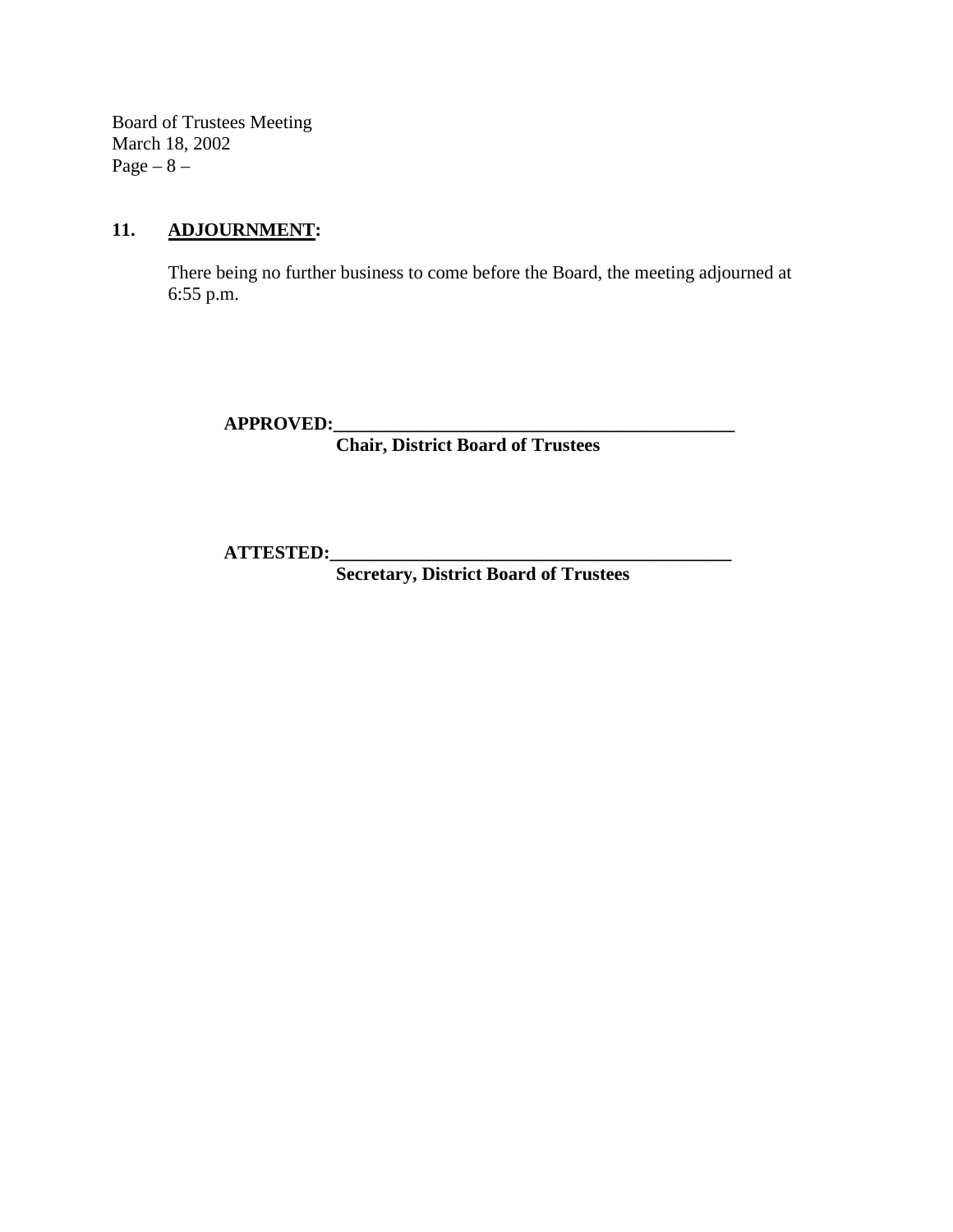**11. ADJOURNMENT:**

There being no further business to come before the Board, the meeting adjourned at 6:55 p.m.

**APPROVED:_____________________________________________**
**Chair, District Board of Trustees**

**ATTESTED:_____________________________________________**
**Secretary, District Board of Trustees**